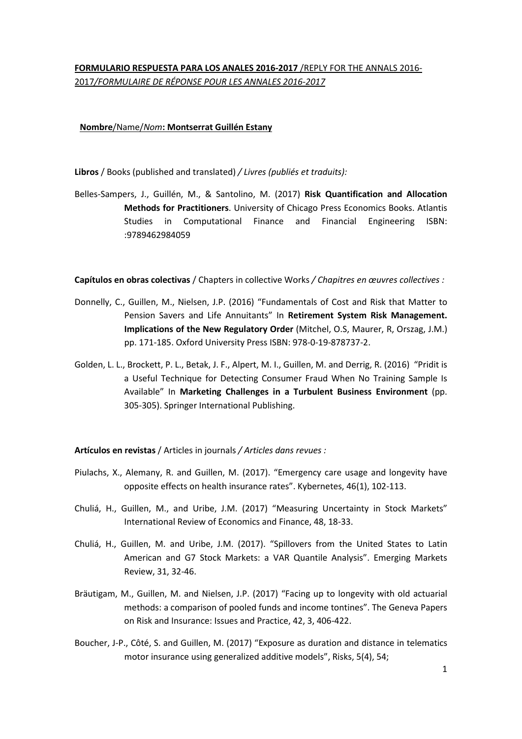**FORMULARIO RESPUESTA PARA LOS ANALES 2016-2017** /REPLY FOR THE ANNALS 2016-2017/*FORMULAIRE DE RÉPONSE POUR LES ANNALES 2016-2017*

**Nombre**/Name/*Nom*: **Montserrat Guillén Estany**

**Libros** / Books (published and translated) */ Livres (publiés et traduits):*

Belles-Sampers, J., Guillén, M., & Santolino, M. (2017) **Risk Quantification and Allocation Methods for Practitioners**. University of Chicago Press Economics Books. Atlantis Studies in Computational Finance and Financial Engineering ISBN: :9789462984059

**Capítulos en obras colectivas** / Chapters in collective Works */ Chapitres en œuvres collectives :*

Donnelly, C., Guillen, M., Nielsen, J.P. (2016) "Fundamentals of Cost and Risk that Matter to Pension Savers and Life Annuitants" In **Retirement System Risk Management. Implications of the New Regulatory Order** (Mitchel, O.S, Maurer, R, Orszag, J.M.) pp. 171-185. Oxford University Press ISBN: 978-0-19-878737-2.

Golden, L. L., Brockett, P. L., Betak, J. F., Alpert, M. I., Guillen, M. and Derrig, R. (2016) "Pridit is a Useful Technique for Detecting Consumer Fraud When No Training Sample Is Available" In **Marketing Challenges in a Turbulent Business Environment** (pp. 305-305). Springer International Publishing.

**Artículos en revistas** / Articles in journals */ Articles dans revues :*

Piulachs, X., Alemany, R. and Guillen, M. (2017). "Emergency care usage and longevity have opposite effects on health insurance rates". Kybernetes, 46(1), 102-113.

Chuliá, H., Guillen, M., and Uribe, J.M. (2017) "Measuring Uncertainty in Stock Markets" International Review of Economics and Finance, 48, 18-33.

Chuliá, H., Guillen, M. and Uribe, J.M. (2017). "Spillovers from the United States to Latin American and G7 Stock Markets: a VAR Quantile Analysis". Emerging Markets Review, 31, 32-46.

Bräutigam, M., Guillen, M. and Nielsen, J.P. (2017) "Facing up to longevity with old actuarial methods: a comparison of pooled funds and income tontines". The Geneva Papers on Risk and Insurance: Issues and Practice, 42, 3, 406-422.

Boucher, J-P., Côté, S. and Guillen, M. (2017) "Exposure as duration and distance in telematics motor insurance using generalized additive models", Risks, 5(4), 54;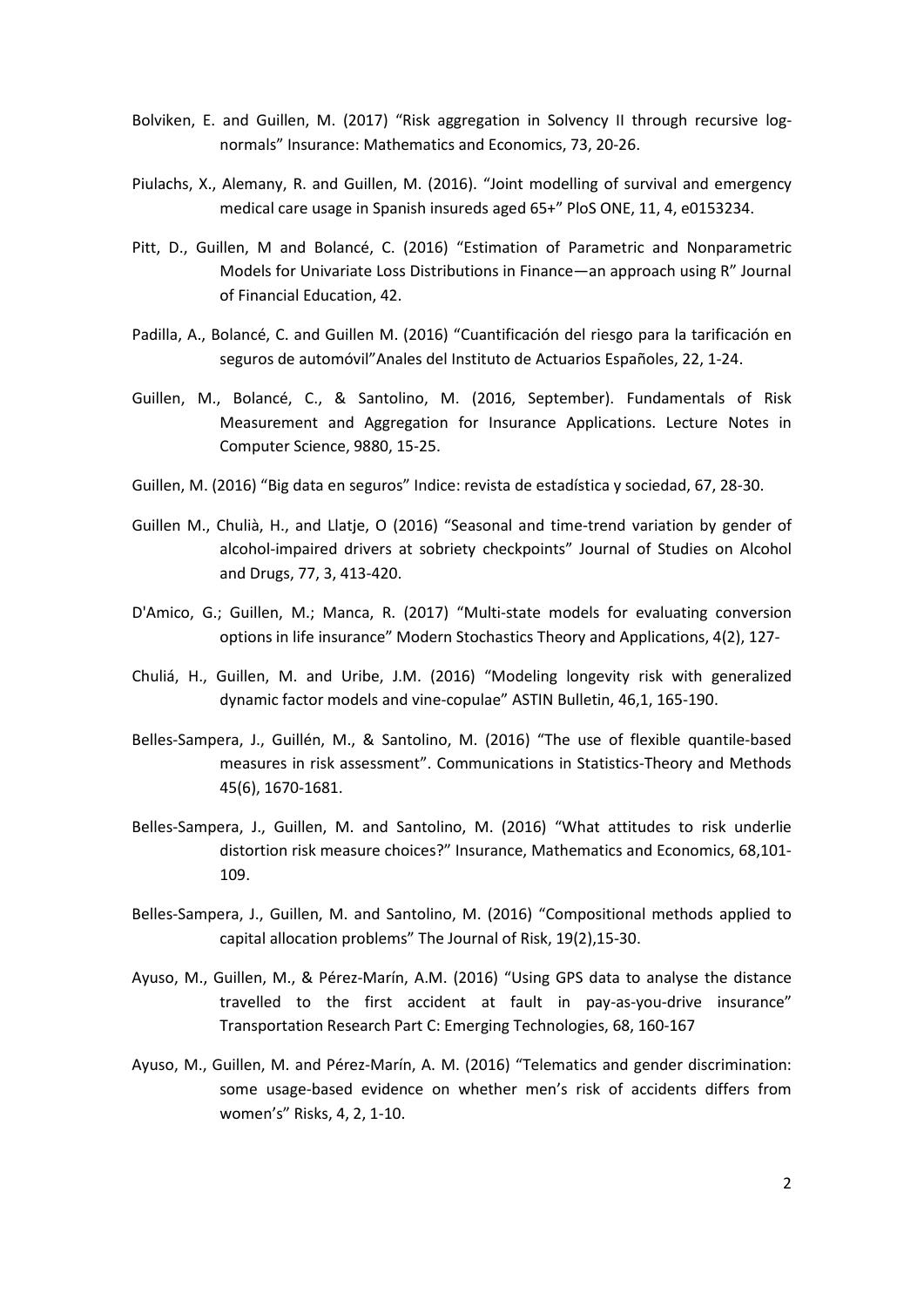Bolviken, E. and Guillen, M. (2017) "Risk aggregation in Solvency II through recursive log-normals" Insurance: Mathematics and Economics, 73, 20-26.

Piulachs, X., Alemany, R. and Guillen, M. (2016). "Joint modelling of survival and emergency medical care usage in Spanish insureds aged 65+" PloS ONE, 11, 4, e0153234.

Pitt, D., Guillen, M and Bolancé, C. (2016) "Estimation of Parametric and Nonparametric Models for Univariate Loss Distributions in Finance—an approach using R" Journal of Financial Education, 42.

Padilla, A., Bolancé, C. and Guillen M. (2016) "Cuantificación del riesgo para la tarificación en seguros de automóvil"Anales del Instituto de Actuarios Españoles, 22, 1-24.

Guillen, M., Bolancé, C., & Santolino, M. (2016, September). Fundamentals of Risk Measurement and Aggregation for Insurance Applications. Lecture Notes in Computer Science, 9880, 15-25.

Guillen, M. (2016) "Big data en seguros" Indice: revista de estadística y sociedad, 67, 28-30.

Guillen M., Chulià, H., and Llatje, O (2016) "Seasonal and time-trend variation by gender of alcohol-impaired drivers at sobriety checkpoints" Journal of Studies on Alcohol and Drugs, 77, 3, 413-420.

D'Amico, G.; Guillen, M.; Manca, R. (2017) "Multi-state models for evaluating conversion options in life insurance" Modern Stochastics Theory and Applications, 4(2), 127-

Chuliá, H., Guillen, M. and Uribe, J.M. (2016) "Modeling longevity risk with generalized dynamic factor models and vine-copulae" ASTIN Bulletin, 46,1, 165-190.

Belles-Sampera, J., Guillén, M., & Santolino, M. (2016) "The use of flexible quantile-based measures in risk assessment". Communications in Statistics-Theory and Methods 45(6), 1670-1681.

Belles-Sampera, J., Guillen, M. and Santolino, M. (2016) "What attitudes to risk underlie distortion risk measure choices?" Insurance, Mathematics and Economics, 68,101-109.

Belles-Sampera, J., Guillen, M. and Santolino, M. (2016) "Compositional methods applied to capital allocation problems" The Journal of Risk, 19(2),15-30.

Ayuso, M., Guillen, M., & Pérez-Marín, A.M. (2016) "Using GPS data to analyse the distance travelled to the first accident at fault in pay-as-you-drive insurance" Transportation Research Part C: Emerging Technologies, 68, 160-167

Ayuso, M., Guillen, M. and Pérez-Marín, A. M. (2016) "Telematics and gender discrimination: some usage-based evidence on whether men's risk of accidents differs from women's" Risks, 4, 2, 1-10.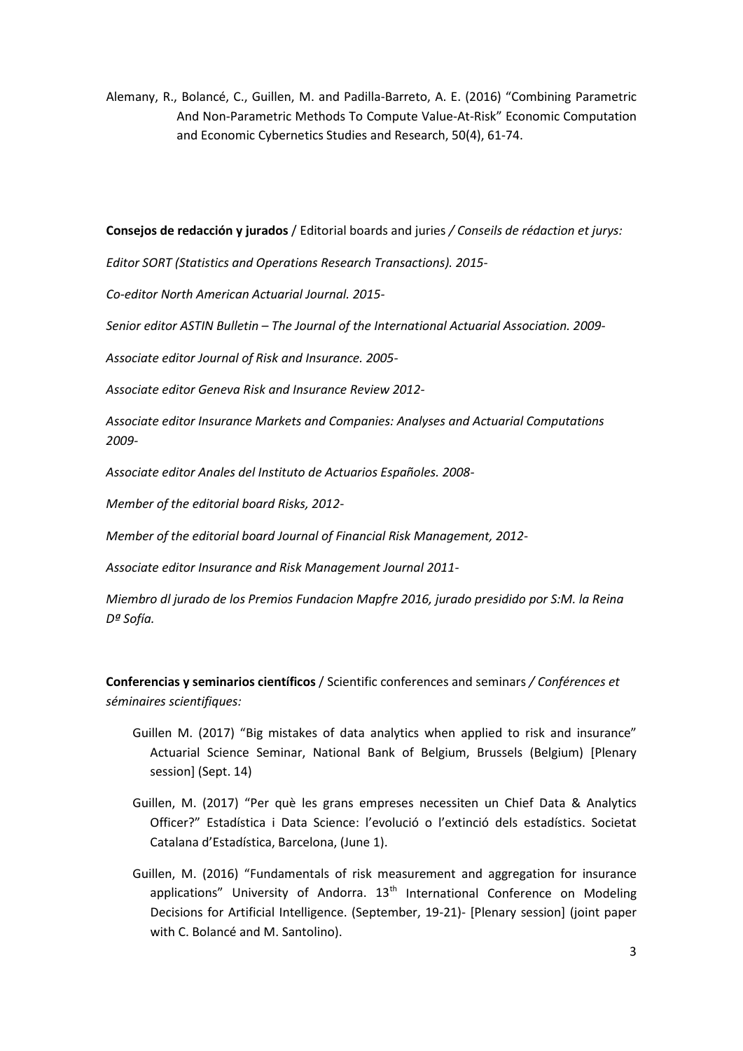Alemany, R., Bolancé, C., Guillen, M. and Padilla-Barreto, A. E. (2016) "Combining Parametric And Non-Parametric Methods To Compute Value-At-Risk" Economic Computation and Economic Cybernetics Studies and Research, 50(4), 61-74.

**Consejos de redacción y jurados** / Editorial boards and juries */ Conseils de rédaction et jurys:*

*Editor SORT (Statistics and Operations Research Transactions). 2015-*

*Co-editor North American Actuarial Journal. 2015-*

*Senior editor ASTIN Bulletin – The Journal of the International Actuarial Association. 2009-*

*Associate editor Journal of Risk and Insurance. 2005-*

*Associate editor Geneva Risk and Insurance Review 2012-*

*Associate editor Insurance Markets and Companies: Analyses and Actuarial Computations 2009-*

*Associate editor Anales del Instituto de Actuarios Españoles. 2008-*

*Member of the editorial board Risks, 2012-*

*Member of the editorial board Journal of Financial Risk Management, 2012-*

*Associate editor Insurance and Risk Management Journal 2011-*

*Miembro dl jurado de los Premios Fundacion Mapfre 2016, jurado presidido por S:M. la Reina Dª Sofía.*

**Conferencias y seminarios científicos** / Scientific conferences and seminars */ Conférences et séminaires scientifiques:*

Guillen M. (2017) "Big mistakes of data analytics when applied to risk and insurance" Actuarial Science Seminar, National Bank of Belgium, Brussels (Belgium) [Plenary session] (Sept. 14)

Guillen, M. (2017) "Per què les grans empreses necessiten un Chief Data & Analytics Officer?" Estadística i Data Science: l'evolució o l'extinció dels estadístics. Societat Catalana d'Estadística, Barcelona, (June 1).

Guillen, M. (2016) "Fundamentals of risk measurement and aggregation for insurance applications" University of Andorra. 13th International Conference on Modeling Decisions for Artificial Intelligence. (September, 19-21)- [Plenary session] (joint paper with C. Bolancé and M. Santolino).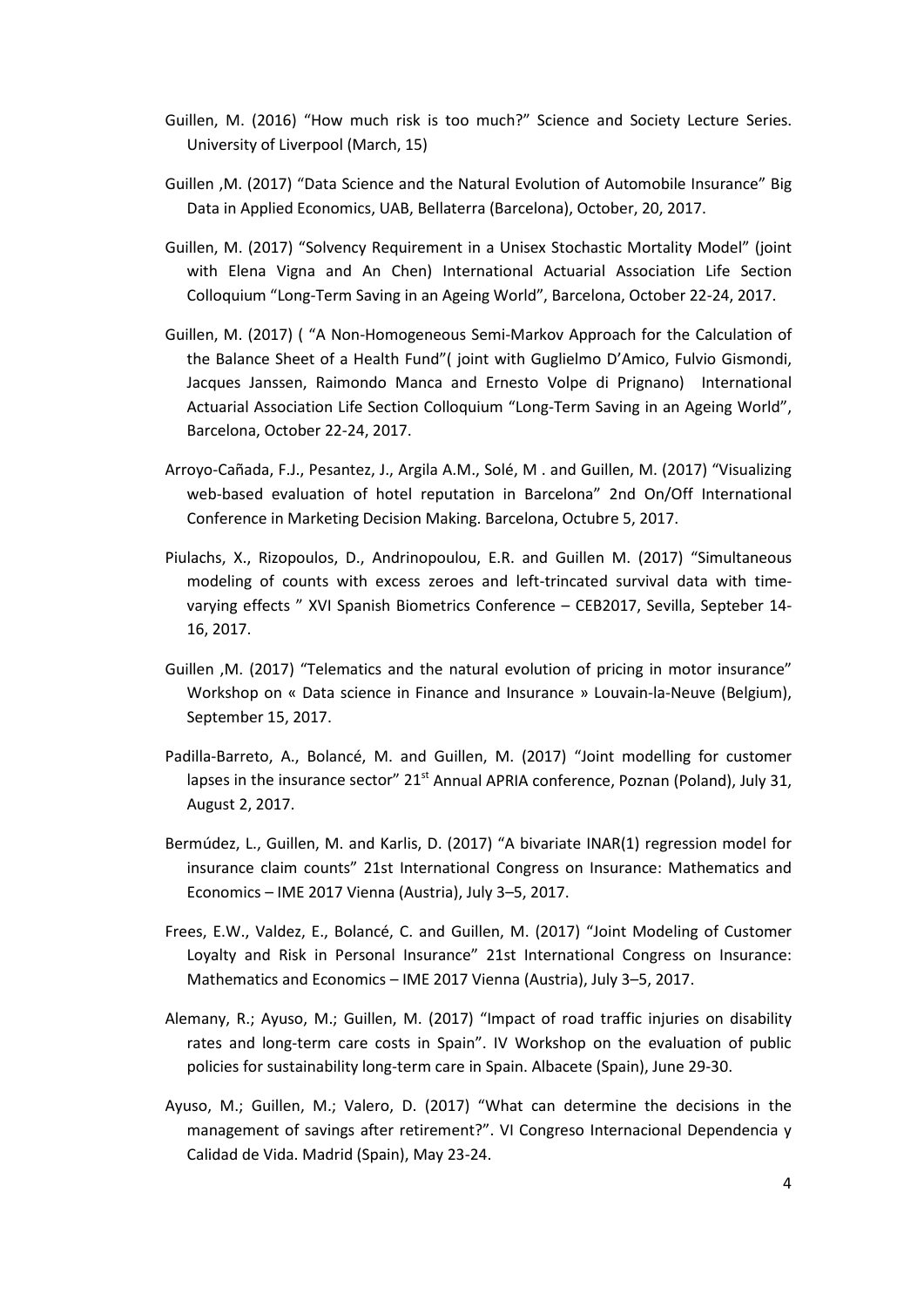Guillen, M. (2016) “How much risk is too much?” Science and Society Lecture Series. University of Liverpool (March, 15)

Guillen ,M. (2017) “Data Science and the Natural Evolution of Automobile Insurance” Big Data in Applied Economics, UAB, Bellaterra (Barcelona), October, 20, 2017.

Guillen, M. (2017) “Solvency Requirement in a Unisex Stochastic Mortality Model” (joint with Elena Vigna and An Chen) International Actuarial Association Life Section Colloquium “Long-Term Saving in an Ageing World”, Barcelona, October 22-24, 2017.

Guillen, M. (2017) ( “A Non-Homogeneous Semi-Markov Approach for the Calculation of the Balance Sheet of a Health Fund”( joint with Guglielmo D’Amico, Fulvio Gismondi, Jacques Janssen, Raimondo Manca and Ernesto Volpe di Prignano) International Actuarial Association Life Section Colloquium “Long-Term Saving in an Ageing World”, Barcelona, October 22-24, 2017.

Arroyo-Cañada, F.J., Pesantez, J., Argila A.M., Solé, M . and Guillen, M. (2017) “Visualizing web-based evaluation of hotel reputation in Barcelona” 2nd On/Off International Conference in Marketing Decision Making. Barcelona, Octubre 5, 2017.

Piulachs, X., Rizopoulos, D., Andrinopoulou, E.R. and Guillen M. (2017) “Simultaneous modeling of counts with excess zeroes and left-trincated survival data with time-varying effects ” XVI Spanish Biometrics Conference – CEB2017, Sevilla, Septeber 14-16, 2017.

Guillen ,M. (2017) “Telematics and the natural evolution of pricing in motor insurance” Workshop on « Data science in Finance and Insurance » Louvain-la-Neuve (Belgium), September 15, 2017.

Padilla-Barreto, A., Bolancé, M. and Guillen, M. (2017) “Joint modelling for customer lapses in the insurance sector” 21st Annual APRIA conference, Poznan (Poland), July 31, August 2, 2017.

Bermúdez, L., Guillen, M. and Karlis, D. (2017) “A bivariate INAR(1) regression model for insurance claim counts” 21st International Congress on Insurance: Mathematics and Economics – IME 2017 Vienna (Austria), July 3–5, 2017.

Frees, E.W., Valdez, E., Bolancé, C. and Guillen, M. (2017) “Joint Modeling of Customer Loyalty and Risk in Personal Insurance” 21st International Congress on Insurance: Mathematics and Economics – IME 2017 Vienna (Austria), July 3–5, 2017.

Alemany, R.; Ayuso, M.; Guillen, M. (2017) “Impact of road traffic injuries on disability rates and long-term care costs in Spain”. IV Workshop on the evaluation of public policies for sustainability long-term care in Spain. Albacete (Spain), June 29-30.

Ayuso, M.; Guillen, M.; Valero, D. (2017) “What can determine the decisions in the management of savings after retirement?”. VI Congreso Internacional Dependencia y Calidad de Vida. Madrid (Spain), May 23-24.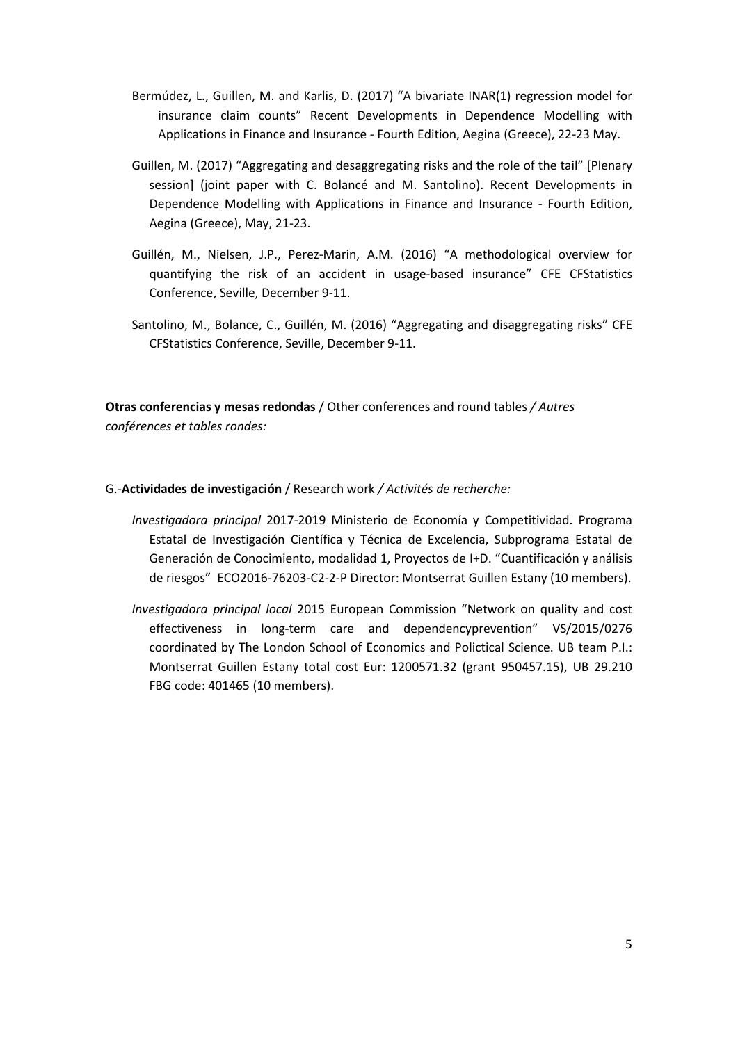Bermúdez, L., Guillen, M. and Karlis, D. (2017) "A bivariate INAR(1) regression model for insurance claim counts" Recent Developments in Dependence Modelling with Applications in Finance and Insurance - Fourth Edition, Aegina (Greece), 22-23 May.

Guillen, M. (2017) "Aggregating and desaggregating risks and the role of the tail" [Plenary session] (joint paper with C. Bolancé and M. Santolino). Recent Developments in Dependence Modelling with Applications in Finance and Insurance - Fourth Edition, Aegina (Greece), May, 21-23.

Guillén, M., Nielsen, J.P., Perez-Marin, A.M. (2016) "A methodological overview for quantifying the risk of an accident in usage-based insurance" CFE CFStatistics Conference, Seville, December 9-11.

Santolino, M., Bolance, C., Guillén, M. (2016) "Aggregating and disaggregating risks" CFE CFStatistics Conference, Seville, December 9-11.

**Otras conferencias y mesas redondas** / Other conferences and round tables */ Autres conférences et tables rondes:*

G.-**Actividades de investigación** / Research work */ Activités de recherche:*

*Investigadora principal* 2017-2019 Ministerio de Economía y Competitividad. Programa Estatal de Investigación Científica y Técnica de Excelencia, Subprograma Estatal de Generación de Conocimiento, modalidad 1, Proyectos de I+D. "Cuantificación y análisis de riesgos" ECO2016-76203-C2-2-P Director: Montserrat Guillen Estany (10 members).

*Investigadora principal local* 2015 European Commission "Network on quality and cost effectiveness in long-term care and dependencyprevention" VS/2015/0276 coordinated by The London School of Economics and Polictical Science. UB team P.I.: Montserrat Guillen Estany total cost Eur: 1200571.32 (grant 950457.15), UB 29.210 FBG code: 401465 (10 members).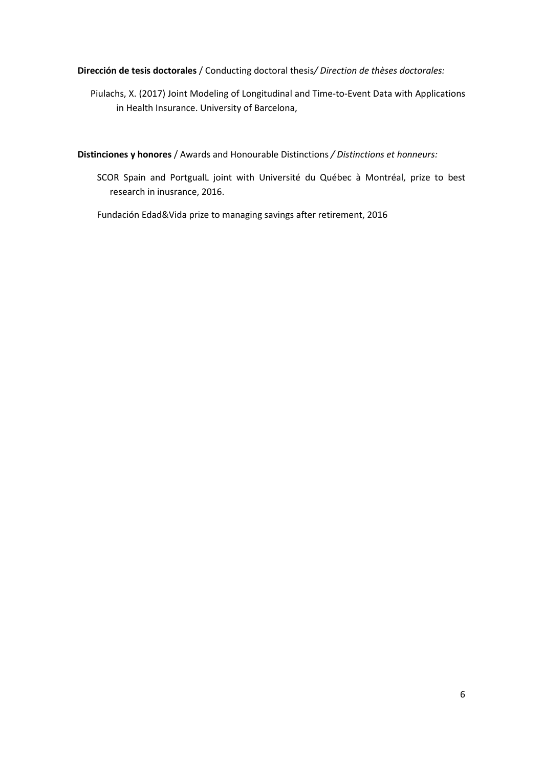**Dirección de tesis doctorales** / Conducting doctoral thesis*/ Direction de thèses doctorales:*

Piulachs, X. (2017) Joint Modeling of Longitudinal and Time-to-Event Data with Applications in Health Insurance. University of Barcelona,

**Distinciones y honores** / Awards and Honourable Distinctions */ Distinctions et honneurs:*

SCOR Spain and PortgualL joint with Université du Québec à Montréal, prize to best research in inusrance, 2016.

Fundación Edad&Vida prize to managing savings after retirement, 2016